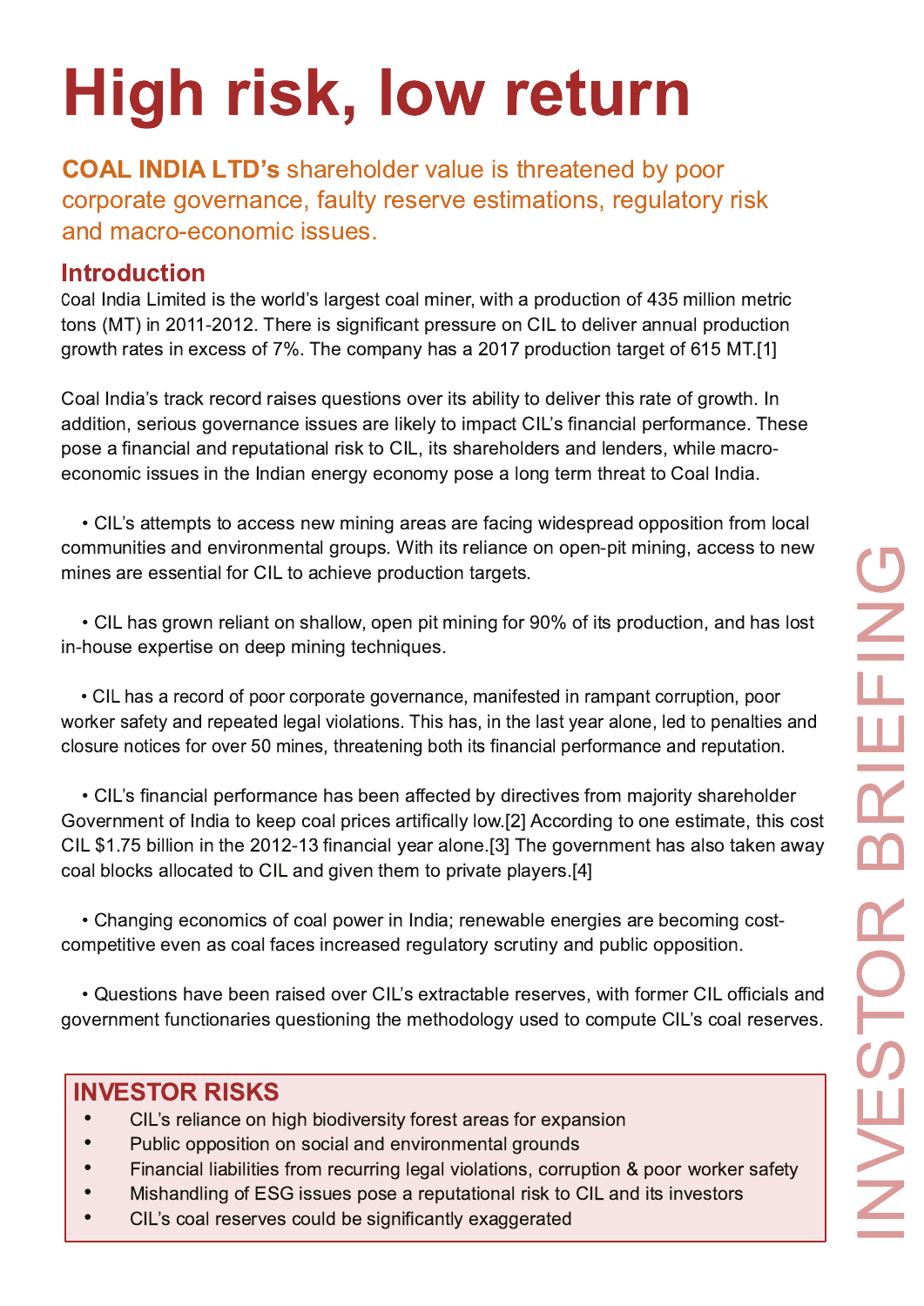# High risk, low return

**COAL INDIA LTD's** shareholder value is threatened by poor corporate governance, faulty reserve estimations, regulatory risk and macro-economic issues.

INVESTOR BRIEFING

## Introduction

Coal India Limited is the world's largest coal miner, with a production of 435 million metric tons (MT) in 2011-2012. There is significant pressure on CIL to deliver annual production growth rates in excess of 7%. The company has a 2017 production target of 615 MT.[1]

Coal India's track record raises questions over its ability to deliver this rate of growth. In addition, serious governance issues are likely to impact CIL's financial performance. These pose a financial and reputational risk to CIL, its shareholders and lenders, while macro-economic issues in the Indian energy economy pose a long term threat to Coal India.

- CIL's attempts to access new mining areas are facing widespread opposition from local communities and environmental groups. With its reliance on open-pit mining, access to new mines are essential for CIL to achieve production targets.

- CIL has grown reliant on shallow, open pit mining for 90% of its production, and has lost in-house expertise on deep mining techniques.

- CIL has a record of poor corporate governance, manifested in rampant corruption, poor worker safety and repeated legal violations. This has, in the last year alone, led to penalties and closure notices for over 50 mines, threatening both its financial performance and reputation.

- CIL's financial performance has been affected by directives from majority shareholder Government of India to keep coal prices artifically low.[2] According to one estimate, this cost CIL $1.75 billion in the 2012-13 financial year alone.[3] The government has also taken away coal blocks allocated to CIL and given them to private players.[4]

- Changing economics of coal power in India; renewable energies are becoming cost-competitive even as coal faces increased regulatory scrutiny and public opposition.

- Questions have been raised over CIL's extractable reserves, with former CIL officials and government functionaries questioning the methodology used to compute CIL's coal reserves.

### INVESTOR RISKS

- CIL's reliance on high biodiversity forest areas for expansion
- Public opposition on social and environmental grounds
- Financial liabilities from recurring legal violations, corruption & poor worker safety
- Mishandling of ESG issues pose a reputational risk to CIL and its investors
- CIL's coal reserves could be significantly exaggerated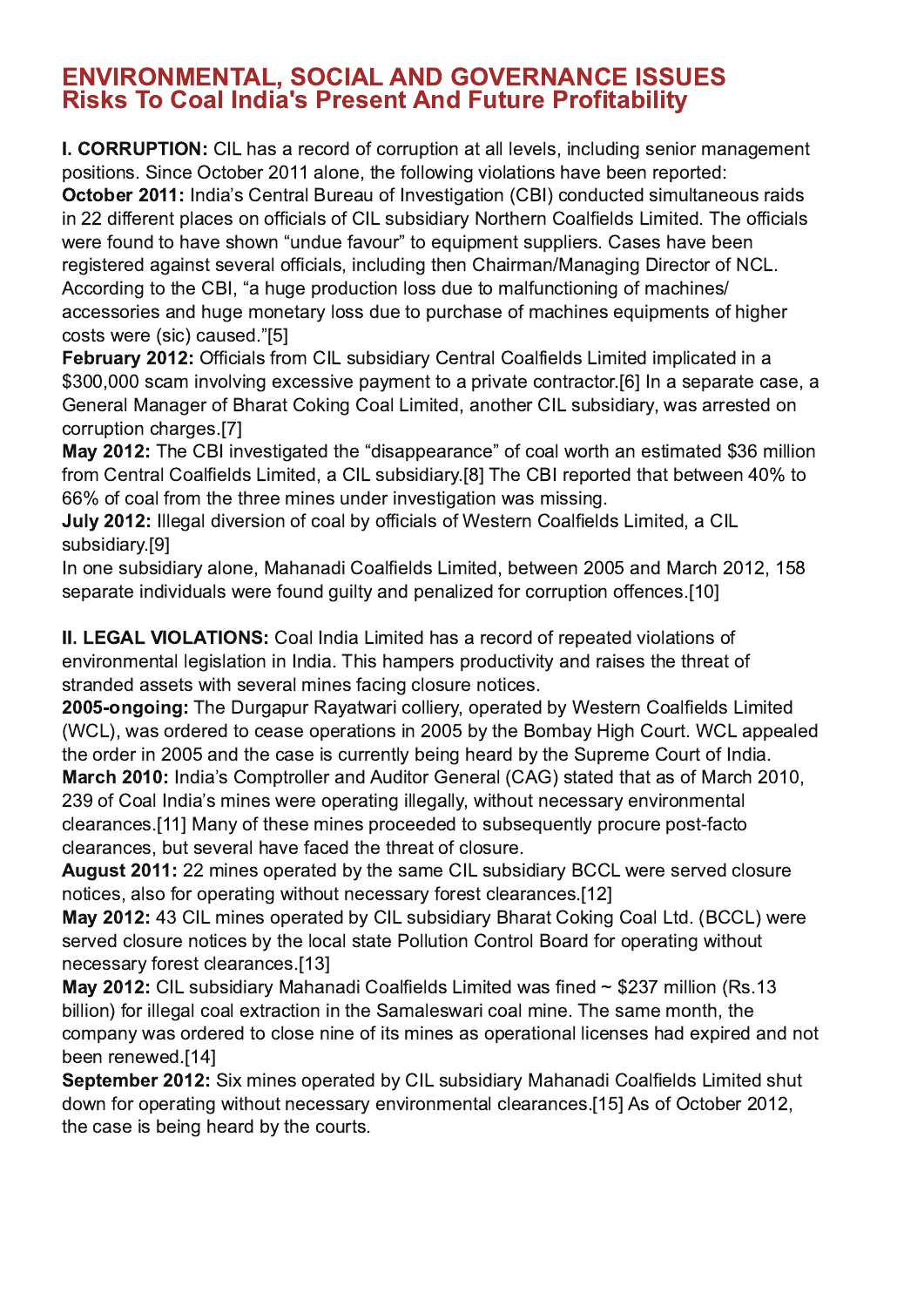# ENVIRONMENTAL, SOCIAL AND GOVERNANCE ISSUES
## Risks To Coal India's Present And Future Profitability

**I. CORRUPTION:** CIL has a record of corruption at all levels, including senior management positions. Since October 2011 alone, the following violations have been reported:

**October 2011:** India's Central Bureau of Investigation (CBI) conducted simultaneous raids in 22 different places on officials of CIL subsidiary Northern Coalfields Limited. The officials were found to have shown "undue favour" to equipment suppliers. Cases have been registered against several officials, including then Chairman/Managing Director of NCL. According to the CBI, "a huge production loss due to malfunctioning of machines/ accessories and huge monetary loss due to purchase of machines equipments of higher costs were (sic) caused."[5]

**February 2012:** Officials from CIL subsidiary Central Coalfields Limited implicated in a $300,000 scam involving excessive payment to a private contractor.[6] In a separate case, a General Manager of Bharat Coking Coal Limited, another CIL subsidiary, was arrested on corruption charges.[7]

**May 2012:** The CBI investigated the "disappearance" of coal worth an estimated $36 million from Central Coalfields Limited, a CIL subsidiary.[8] The CBI reported that between 40% to 66% of coal from the three mines under investigation was missing.

**July 2012:** Illegal diversion of coal by officials of Western Coalfields Limited, a CIL subsidiary.[9]

In one subsidiary alone, Mahanadi Coalfields Limited, between 2005 and March 2012, 158 separate individuals were found guilty and penalized for corruption offences.[10]

**II. LEGAL VIOLATIONS:** Coal India Limited has a record of repeated violations of environmental legislation in India. This hampers productivity and raises the threat of stranded assets with several mines facing closure notices.

**2005-ongoing:** The Durgapur Rayatwari colliery, operated by Western Coalfields Limited (WCL), was ordered to cease operations in 2005 by the Bombay High Court. WCL appealed the order in 2005 and the case is currently being heard by the Supreme Court of India.

**March 2010:** India's Comptroller and Auditor General (CAG) stated that as of March 2010, 239 of Coal India's mines were operating illegally, without necessary environmental clearances.[11] Many of these mines proceeded to subsequently procure post-facto clearances, but several have faced the threat of closure.

**August 2011:** 22 mines operated by the same CIL subsidiary BCCL were served closure notices, also for operating without necessary forest clearances.[12]

**May 2012:** 43 CIL mines operated by CIL subsidiary Bharat Coking Coal Ltd. (BCCL) were served closure notices by the local state Pollution Control Board for operating without necessary forest clearances.[13]

**May 2012:** CIL subsidiary Mahanadi Coalfields Limited was fined ~ $237 million (Rs.13 billion) for illegal coal extraction in the Samaleswari coal mine. The same month, the company was ordered to close nine of its mines as operational licenses had expired and not been renewed.[14]

**September 2012:** Six mines operated by CIL subsidiary Mahanadi Coalfields Limited shut down for operating without necessary environmental clearances.[15] As of October 2012, the case is being heard by the courts.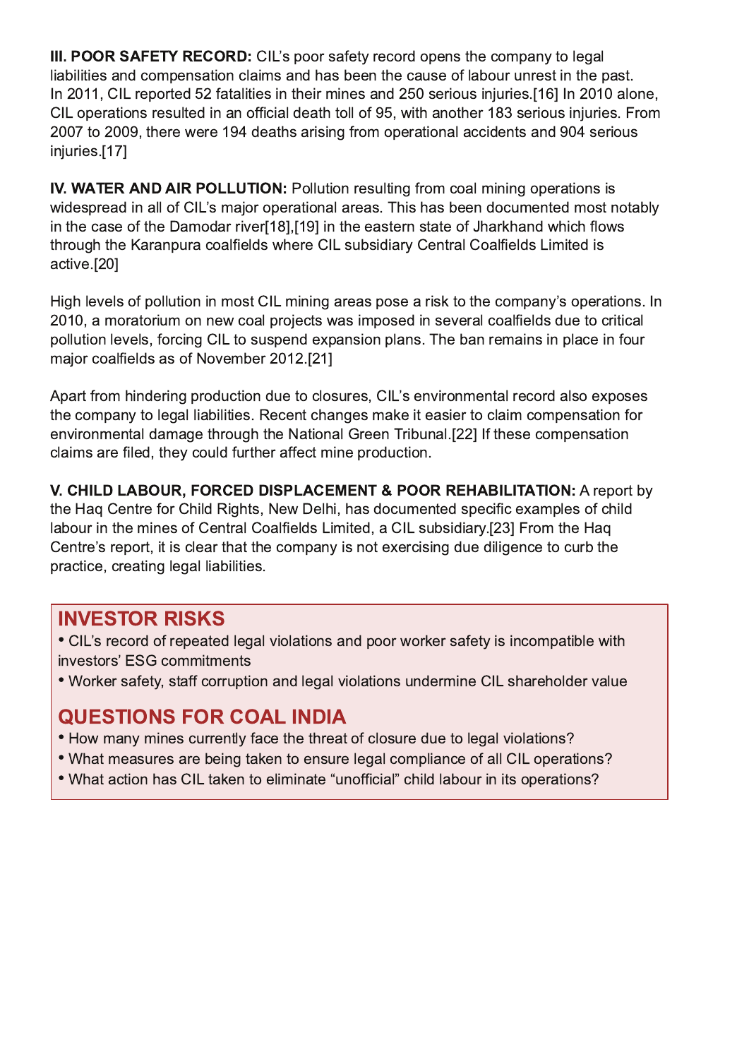**III. POOR SAFETY RECORD:** CIL's poor safety record opens the company to legal liabilities and compensation claims and has been the cause of labour unrest in the past. In 2011, CIL reported 52 fatalities in their mines and 250 serious injuries.[16] In 2010 alone, CIL operations resulted in an official death toll of 95, with another 183 serious injuries. From 2007 to 2009, there were 194 deaths arising from operational accidents and 904 serious injuries.[17]

**IV. WATER AND AIR POLLUTION:** Pollution resulting from coal mining operations is widespread in all of CIL's major operational areas. This has been documented most notably in the case of the Damodar river[18],[19] in the eastern state of Jharkhand which flows through the Karanpura coalfields where CIL subsidiary Central Coalfields Limited is active.[20]

High levels of pollution in most CIL mining areas pose a risk to the company's operations. In 2010, a moratorium on new coal projects was imposed in several coalfields due to critical pollution levels, forcing CIL to suspend expansion plans. The ban remains in place in four major coalfields as of November 2012.[21]

Apart from hindering production due to closures, CIL's environmental record also exposes the company to legal liabilities. Recent changes make it easier to claim compensation for environmental damage through the National Green Tribunal.[22] If these compensation claims are filed, they could further affect mine production.

**V. CHILD LABOUR, FORCED DISPLACEMENT & POOR REHABILITATION:** A report by the Haq Centre for Child Rights, New Delhi, has documented specific examples of child labour in the mines of Central Coalfields Limited, a CIL subsidiary.[23] From the Haq Centre's report, it is clear that the company is not exercising due diligence to curb the practice, creating legal liabilities.

## INVESTOR RISKS

- CIL's record of repeated legal violations and poor worker safety is incompatible with investors' ESG commitments
- Worker safety, staff corruption and legal violations undermine CIL shareholder value

## QUESTIONS FOR COAL INDIA

- How many mines currently face the threat of closure due to legal violations?
- What measures are being taken to ensure legal compliance of all CIL operations?
- What action has CIL taken to eliminate "unofficial" child labour in its operations?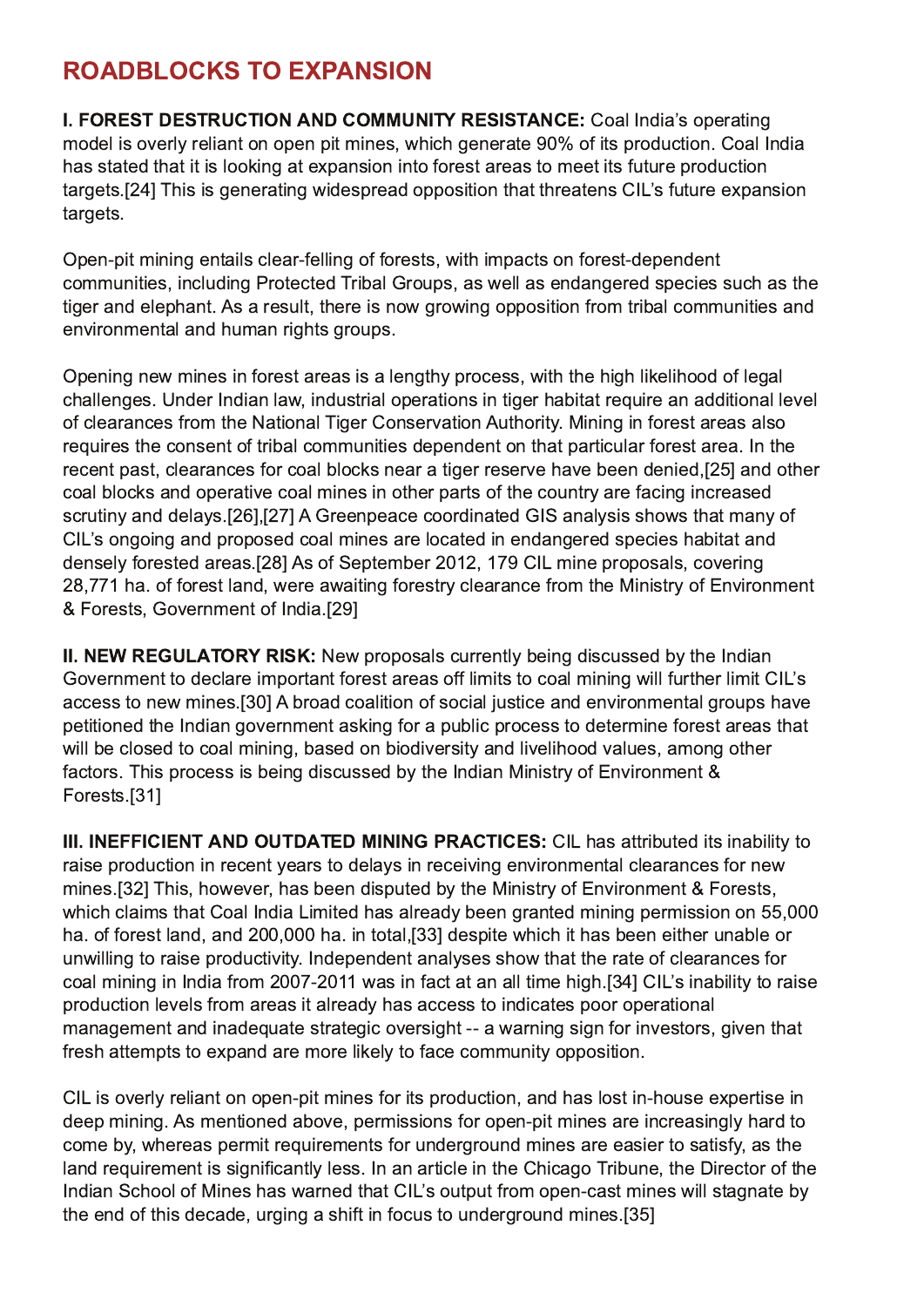## ROADBLOCKS TO EXPANSION

**I. FOREST DESTRUCTION AND COMMUNITY RESISTANCE:** Coal India's operating model is overly reliant on open pit mines, which generate 90% of its production. Coal India has stated that it is looking at expansion into forest areas to meet its future production targets.[24] This is generating widespread opposition that threatens CIL's future expansion targets.

Open-pit mining entails clear-felling of forests, with impacts on forest-dependent communities, including Protected Tribal Groups, as well as endangered species such as the tiger and elephant. As a result, there is now growing opposition from tribal communities and environmental and human rights groups.

Opening new mines in forest areas is a lengthy process, with the high likelihood of legal challenges. Under Indian law, industrial operations in tiger habitat require an additional level of clearances from the National Tiger Conservation Authority. Mining in forest areas also requires the consent of tribal communities dependent on that particular forest area. In the recent past, clearances for coal blocks near a tiger reserve have been denied,[25] and other coal blocks and operative coal mines in other parts of the country are facing increased scrutiny and delays.[26],[27] A Greenpeace coordinated GIS analysis shows that many of CIL's ongoing and proposed coal mines are located in endangered species habitat and densely forested areas.[28] As of September 2012, 179 CIL mine proposals, covering 28,771 ha. of forest land, were awaiting forestry clearance from the Ministry of Environment & Forests, Government of India.[29]

**II. NEW REGULATORY RISK:** New proposals currently being discussed by the Indian Government to declare important forest areas off limits to coal mining will further limit CIL's access to new mines.[30] A broad coalition of social justice and environmental groups have petitioned the Indian government asking for a public process to determine forest areas that will be closed to coal mining, based on biodiversity and livelihood values, among other factors. This process is being discussed by the Indian Ministry of Environment & Forests.[31]

**III. INEFFICIENT AND OUTDATED MINING PRACTICES:** CIL has attributed its inability to raise production in recent years to delays in receiving environmental clearances for new mines.[32] This, however, has been disputed by the Ministry of Environment & Forests, which claims that Coal India Limited has already been granted mining permission on 55,000 ha. of forest land, and 200,000 ha. in total,[33] despite which it has been either unable or unwilling to raise productivity. Independent analyses show that the rate of clearances for coal mining in India from 2007-2011 was in fact at an all time high.[34] CIL's inability to raise production levels from areas it already has access to indicates poor operational management and inadequate strategic oversight -- a warning sign for investors, given that fresh attempts to expand are more likely to face community opposition.

CIL is overly reliant on open-pit mines for its production, and has lost in-house expertise in deep mining. As mentioned above, permissions for open-pit mines are increasingly hard to come by, whereas permit requirements for underground mines are easier to satisfy, as the land requirement is significantly less. In an article in the Chicago Tribune, the Director of the Indian School of Mines has warned that CIL's output from open-cast mines will stagnate by the end of this decade, urging a shift in focus to underground mines.[35]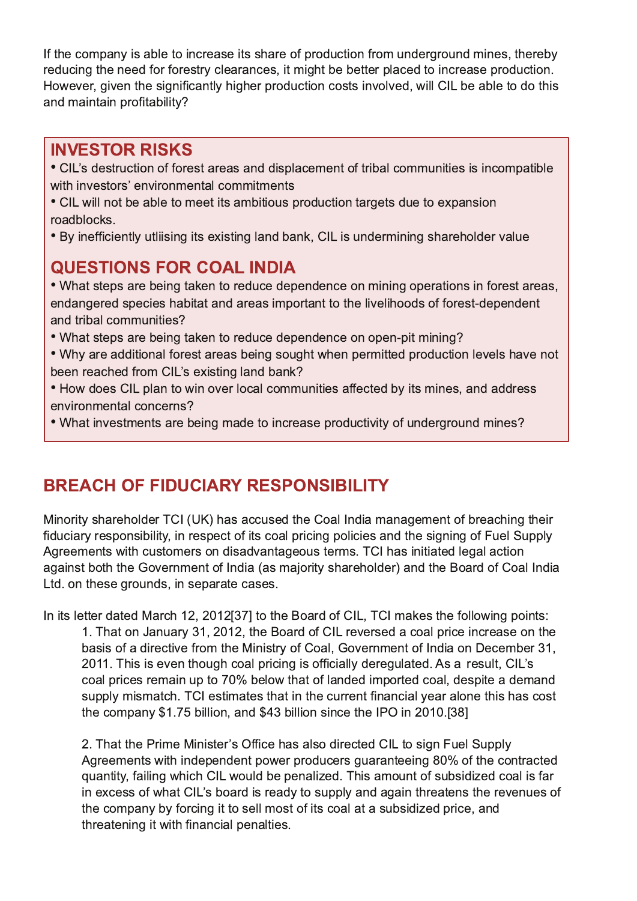If the company is able to increase its share of production from underground mines, thereby reducing the need for forestry clearances, it might be better placed to increase production. However, given the significantly higher production costs involved, will CIL be able to do this and maintain profitability?

## INVESTOR RISKS

- CIL's destruction of forest areas and displacement of tribal communities is incompatible with investors' environmental commitments
- CIL will not be able to meet its ambitious production targets due to expansion roadblocks.
- By inefficiently utliising its existing land bank, CIL is undermining shareholder value

## QUESTIONS FOR COAL INDIA

- What steps are being taken to reduce dependence on mining operations in forest areas, endangered species habitat and areas important to the livelihoods of forest-dependent and tribal communities?
- What steps are being taken to reduce dependence on open-pit mining?
- Why are additional forest areas being sought when permitted production levels have not been reached from CIL's existing land bank?
- How does CIL plan to win over local communities affected by its mines, and address environmental concerns?
- What investments are being made to increase productivity of underground mines?

## BREACH OF FIDUCIARY RESPONSIBILITY

Minority shareholder TCI (UK) has accused the Coal India management of breaching their fiduciary responsibility, in respect of its coal pricing policies and the signing of Fuel Supply Agreements with customers on disadvantageous terms. TCI has initiated legal action against both the Government of India (as majority shareholder) and the Board of Coal India Ltd. on these grounds, in separate cases.

In its letter dated March 12, 2012[37] to the Board of CIL, TCI makes the following points:

1. That on January 31, 2012, the Board of CIL reversed a coal price increase on the basis of a directive from the Ministry of Coal, Government of India on December 31, 2011. This is even though coal pricing is officially deregulated. As a result, CIL's coal prices remain up to 70% below that of landed imported coal, despite a demand supply mismatch. TCI estimates that in the current financial year alone this has cost the company $1.75 billion, and $43 billion since the IPO in 2010.[38]

2. That the Prime Minister's Office has also directed CIL to sign Fuel Supply Agreements with independent power producers guaranteeing 80% of the contracted quantity, failing which CIL would be penalized. This amount of subsidized coal is far in excess of what CIL's board is ready to supply and again threatens the revenues of the company by forcing it to sell most of its coal at a subsidized price, and threatening it with financial penalties.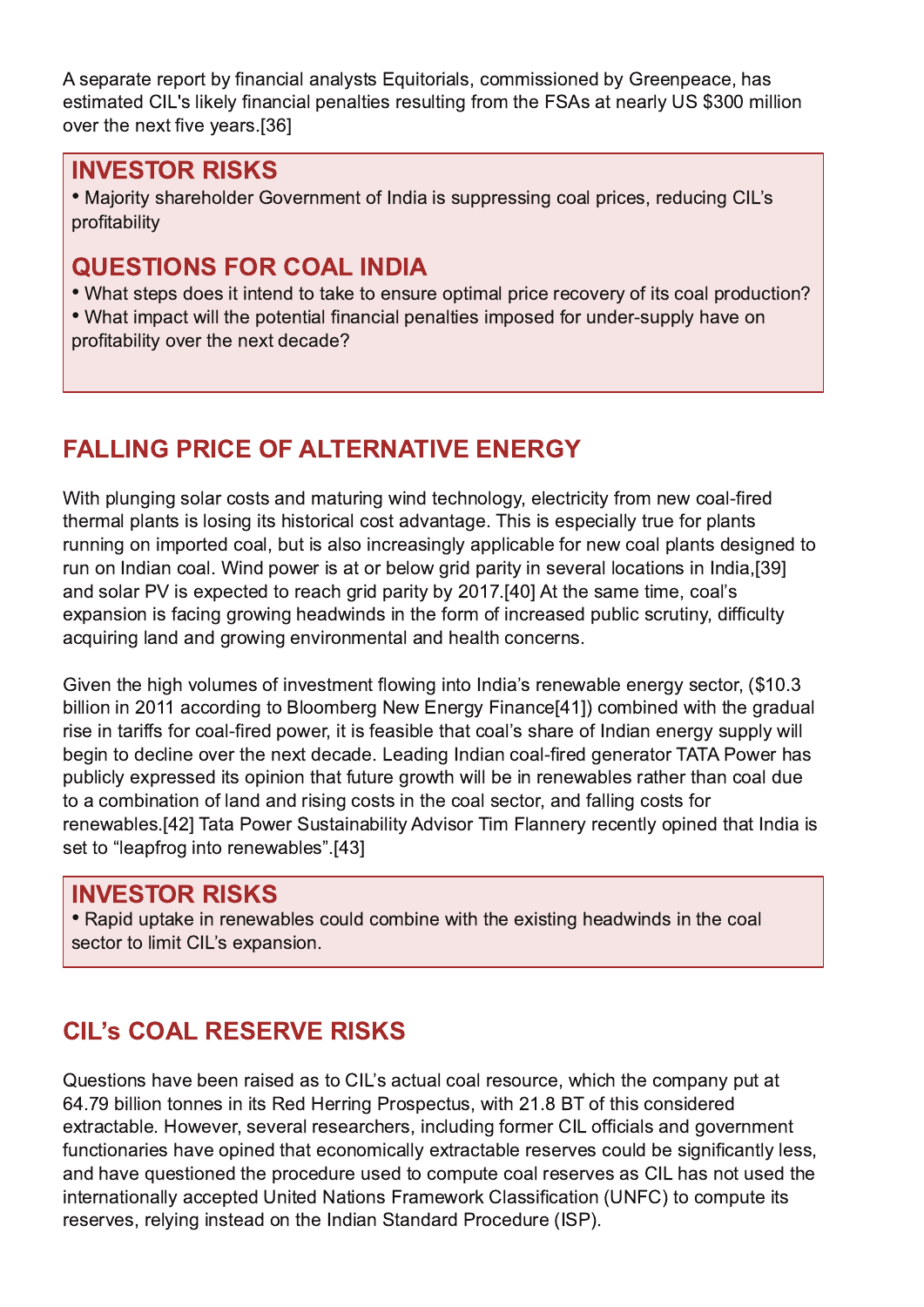A separate report by financial analysts Equitorials, commissioned by Greenpeace, has estimated CIL's likely financial penalties resulting from the FSAs at nearly US $300 million over the next five years.[36]

## INVESTOR RISKS

- Majority shareholder Government of India is suppressing coal prices, reducing CIL's profitability

## QUESTIONS FOR COAL INDIA

- What steps does it intend to take to ensure optimal price recovery of its coal production?
- What impact will the potential financial penalties imposed for under-supply have on profitability over the next decade?

## FALLING PRICE OF ALTERNATIVE ENERGY

With plunging solar costs and maturing wind technology, electricity from new coal-fired thermal plants is losing its historical cost advantage. This is especially true for plants running on imported coal, but is also increasingly applicable for new coal plants designed to run on Indian coal. Wind power is at or below grid parity in several locations in India,[39] and solar PV is expected to reach grid parity by 2017.[40] At the same time, coal's expansion is facing growing headwinds in the form of increased public scrutiny, difficulty acquiring land and growing environmental and health concerns.

Given the high volumes of investment flowing into India's renewable energy sector, ($10.3 billion in 2011 according to Bloomberg New Energy Finance[41]) combined with the gradual rise in tariffs for coal-fired power, it is feasible that coal's share of Indian energy supply will begin to decline over the next decade. Leading Indian coal-fired generator TATA Power has publicly expressed its opinion that future growth will be in renewables rather than coal due to a combination of land and rising costs in the coal sector, and falling costs for renewables.[42] Tata Power Sustainability Advisor Tim Flannery recently opined that India is set to "leapfrog into renewables".[43]

## INVESTOR RISKS

- Rapid uptake in renewables could combine with the existing headwinds in the coal sector to limit CIL's expansion.

## CIL's COAL RESERVE RISKS

Questions have been raised as to CIL's actual coal resource, which the company put at 64.79 billion tonnes in its Red Herring Prospectus, with 21.8 BT of this considered extractable. However, several researchers, including former CIL officials and government functionaries have opined that economically extractable reserves could be significantly less, and have questioned the procedure used to compute coal reserves as CIL has not used the internationally accepted United Nations Framework Classification (UNFC) to compute its reserves, relying instead on the Indian Standard Procedure (ISP).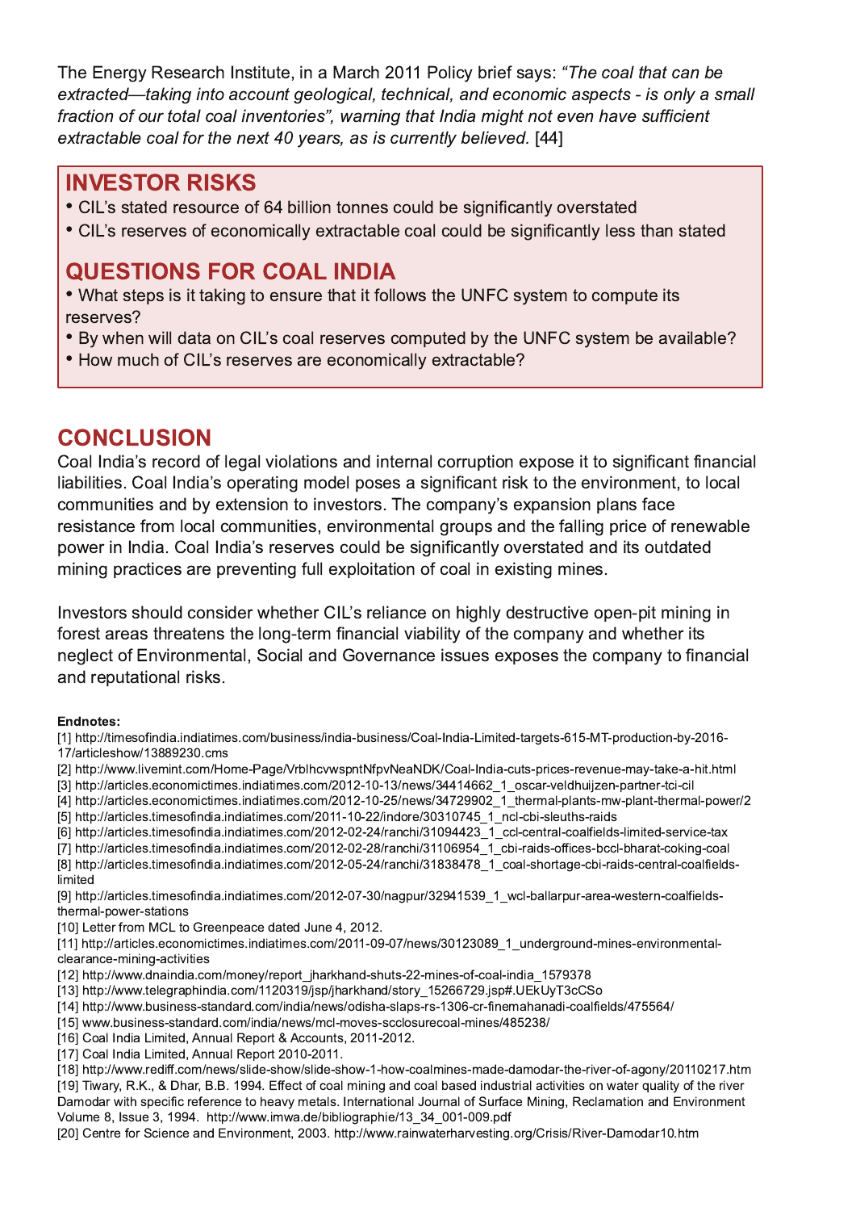The Energy Research Institute, in a March 2011 Policy brief says: *"The coal that can be extracted—taking into account geological, technical, and economic aspects - is only a small fraction of our total coal inventories", warning that India might not even have sufficient extractable coal for the next 40 years, as is currently believed.* [44]

## INVESTOR RISKS

- CIL's stated resource of 64 billion tonnes could be significantly overstated
- CIL's reserves of economically extractable coal could be significantly less than stated

## QUESTIONS FOR COAL INDIA

- What steps is it taking to ensure that it follows the UNFC system to compute its reserves?
- By when will data on CIL's coal reserves computed by the UNFC system be available?
- How much of CIL's reserves are economically extractable?

## CONCLUSION

Coal India's record of legal violations and internal corruption expose it to significant financial liabilities. Coal India's operating model poses a significant risk to the environment, to local communities and by extension to investors. The company's expansion plans face resistance from local communities, environmental groups and the falling price of renewable power in India. Coal India's reserves could be significantly overstated and its outdated mining practices are preventing full exploitation of coal in existing mines.

Investors should consider whether CIL's reliance on highly destructive open-pit mining in forest areas threatens the long-term financial viability of the company and whether its neglect of Environmental, Social and Governance issues exposes the company to financial and reputational risks.

**Endnotes:**

[1] http://timesofindia.indiatimes.com/business/india-business/Coal-India-Limited-targets-615-MT-production-by-2016-17/articleshow/13889230.cms
[2] http://www.livemint.com/Home-Page/VrblhcvwspntNfpvNeaNDK/Coal-India-cuts-prices-revenue-may-take-a-hit.html
[3] http://articles.economictimes.indiatimes.com/2012-10-13/news/34414662_1_oscar-veldhuijzen-partner-tci-cil
[4] http://articles.economictimes.indiatimes.com/2012-10-25/news/34729902_1_thermal-plants-mw-plant-thermal-power/2
[5] http://articles.timesofindia.indiatimes.com/2011-10-22/indore/30310745_1_ncl-cbi-sleuths-raids
[6] http://articles.timesofindia.indiatimes.com/2012-02-24/ranchi/31094423_1_ccl-central-coalfields-limited-service-tax
[7] http://articles.timesofindia.indiatimes.com/2012-02-28/ranchi/31106954_1_cbi-raids-offices-bccl-bharat-coking-coal
[8] http://articles.timesofindia.indiatimes.com/2012-05-24/ranchi/31838478_1_coal-shortage-cbi-raids-central-coalfields-limited
[9] http://articles.timesofindia.indiatimes.com/2012-07-30/nagpur/32941539_1_wcl-ballarpur-area-western-coalfields-thermal-power-stations
[10] Letter from MCL to Greenpeace dated June 4, 2012.
[11] http://articles.economictimes.indiatimes.com/2011-09-07/news/30123089_1_underground-mines-environmental-clearance-mining-activities
[12] http://www.dnaindia.com/money/report_jharkhand-shuts-22-mines-of-coal-india_1579378
[13] http://www.telegraphindia.com/1120319/jsp/jharkhand/story_15266729.jsp#.UEkUyT3cCSo
[14] http://www.business-standard.com/india/news/odisha-slaps-rs-1306-cr-finemahanadi-coalfields/475564/
[15] www.business-standard.com/india/news/mcl-moves-scclosurecoal-mines/485238/
[16] Coal India Limited, Annual Report & Accounts, 2011-2012.
[17] Coal India Limited, Annual Report 2010-2011.
[18] http://www.rediff.com/news/slide-show/slide-show-1-how-coalmines-made-damodar-the-river-of-agony/20110217.htm
[19] Tiwary, R.K., & Dhar, B.B. 1994. Effect of coal mining and coal based industrial activities on water quality of the river Damodar with specific reference to heavy metals. International Journal of Surface Mining, Reclamation and Environment Volume 8, Issue 3, 1994. http://www.imwa.de/bibliographie/13_34_001-009.pdf
[20] Centre for Science and Environment, 2003. http://www.rainwaterharvesting.org/Crisis/River-Damodar10.htm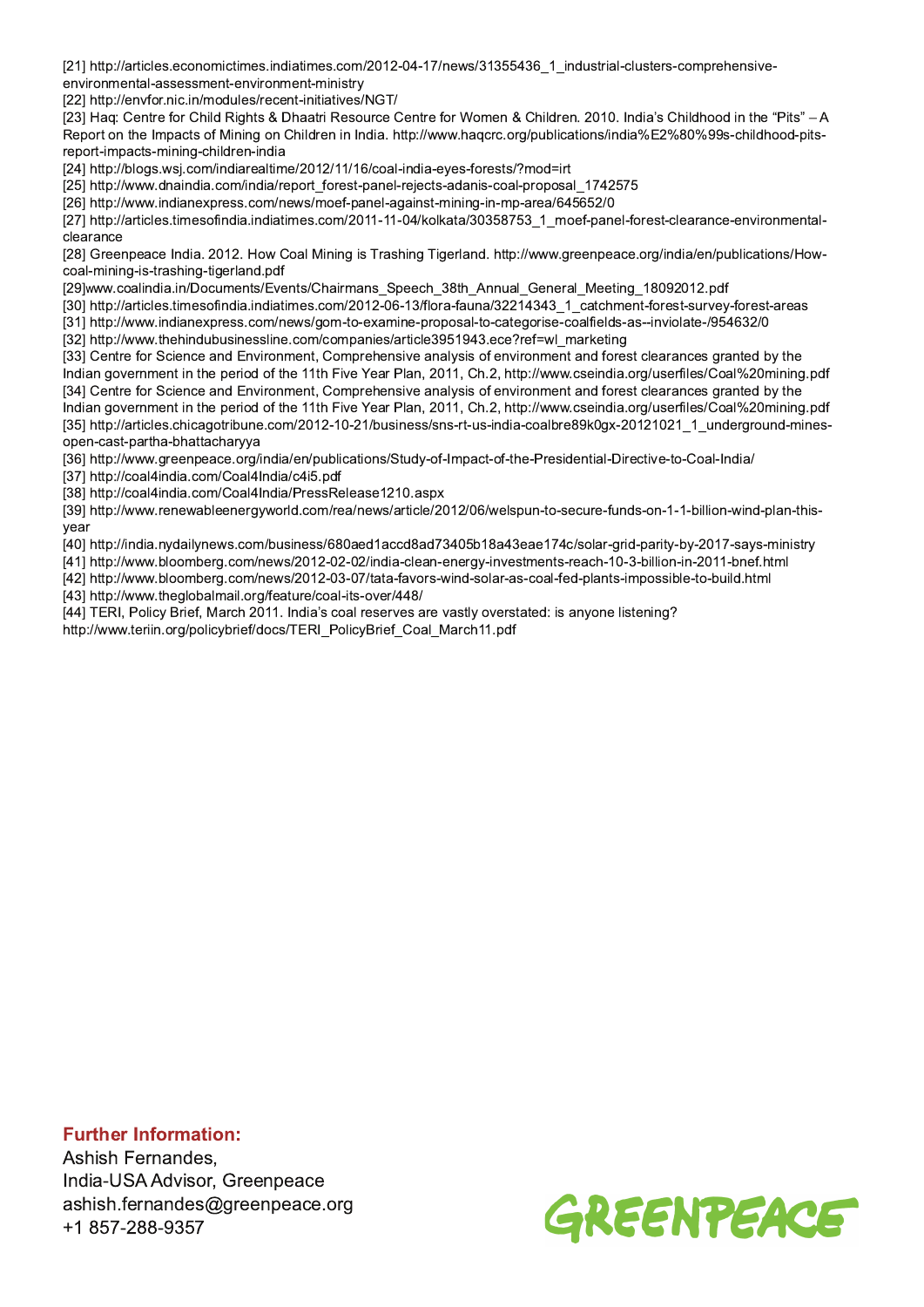[21] http://articles.economictimes.indiatimes.com/2012-04-17/news/31355436_1_industrial-clusters-comprehensive-environmental-assessment-environment-ministry

[22] http://envfor.nic.in/modules/recent-initiatives/NGT/

[23] Haq: Centre for Child Rights & Dhaatri Resource Centre for Women & Children. 2010. India's Childhood in the "Pits" – A Report on the Impacts of Mining on Children in India. http://www.haqcrc.org/publications/india%E2%80%99s-childhood-pits-report-impacts-mining-children-india

[24] http://blogs.wsj.com/indiarealtime/2012/11/16/coal-india-eyes-forests/?mod=irt

[25] http://www.dnaindia.com/india/report_forest-panel-rejects-adanis-coal-proposal_1742575

[26] http://www.indianexpress.com/news/moef-panel-against-mining-in-mp-area/645652/0

[27] http://articles.timesofindia.indiatimes.com/2011-11-04/kolkata/30358753_1_moef-panel-forest-clearance-environmental-clearance

[28] Greenpeace India. 2012. How Coal Mining is Trashing Tigerland. http://www.greenpeace.org/india/en/publications/How-coal-mining-is-trashing-tigerland.pdf

[29]www.coalindia.in/Documents/Events/Chairmans_Speech_38th_Annual_General_Meeting_18092012.pdf

[30] http://articles.timesofindia.indiatimes.com/2012-06-13/flora-fauna/32214343_1_catchment-forest-survey-forest-areas

[31] http://www.indianexpress.com/news/gom-to-examine-proposal-to-categorise-coalfields-as--inviolate-/954632/0

[32] http://www.thehindubusinessline.com/companies/article3951943.ece?ref=wl_marketing

[33] Centre for Science and Environment, Comprehensive analysis of environment and forest clearances granted by the Indian government in the period of the 11th Five Year Plan, 2011, Ch.2, http://www.cseindia.org/userfiles/Coal%20mining.pdf

[34] Centre for Science and Environment, Comprehensive analysis of environment and forest clearances granted by the Indian government in the period of the 11th Five Year Plan, 2011, Ch.2, http://www.cseindia.org/userfiles/Coal%20mining.pdf

[35] http://articles.chicagotribune.com/2012-10-21/business/sns-rt-us-india-coalbre89k0gx-20121021_1_underground-mines-open-cast-partha-bhattacharyya

[36] http://www.greenpeace.org/india/en/publications/Study-of-Impact-of-the-Presidential-Directive-to-Coal-India/

[37] http://coal4india.com/Coal4India/c4i5.pdf

[38] http://coal4india.com/Coal4India/PressRelease1210.aspx

[39] http://www.renewableenergyworld.com/rea/news/article/2012/06/welspun-to-secure-funds-on-1-1-billion-wind-plan-this-year

[40] http://india.nydailynews.com/business/680aed1accd8ad73405b18a43eae174c/solar-grid-parity-by-2017-says-ministry

[41] http://www.bloomberg.com/news/2012-02-02/india-clean-energy-investments-reach-10-3-billion-in-2011-bnef.html

[42] http://www.bloomberg.com/news/2012-03-07/tata-favors-wind-solar-as-coal-fed-plants-impossible-to-build.html

[43] http://www.theglobalmail.org/feature/coal-its-over/448/

[44] TERI, Policy Brief, March 2011. India's coal reserves are vastly overstated: is anyone listening? http://www.teriin.org/policybrief/docs/TERI_PolicyBrief_Coal_March11.pdf

**Further Information:**

Ashish Fernandes,
India-USA Advisor, Greenpeace
ashish.fernandes@greenpeace.org
+1 857-288-9357

GREENPEACE